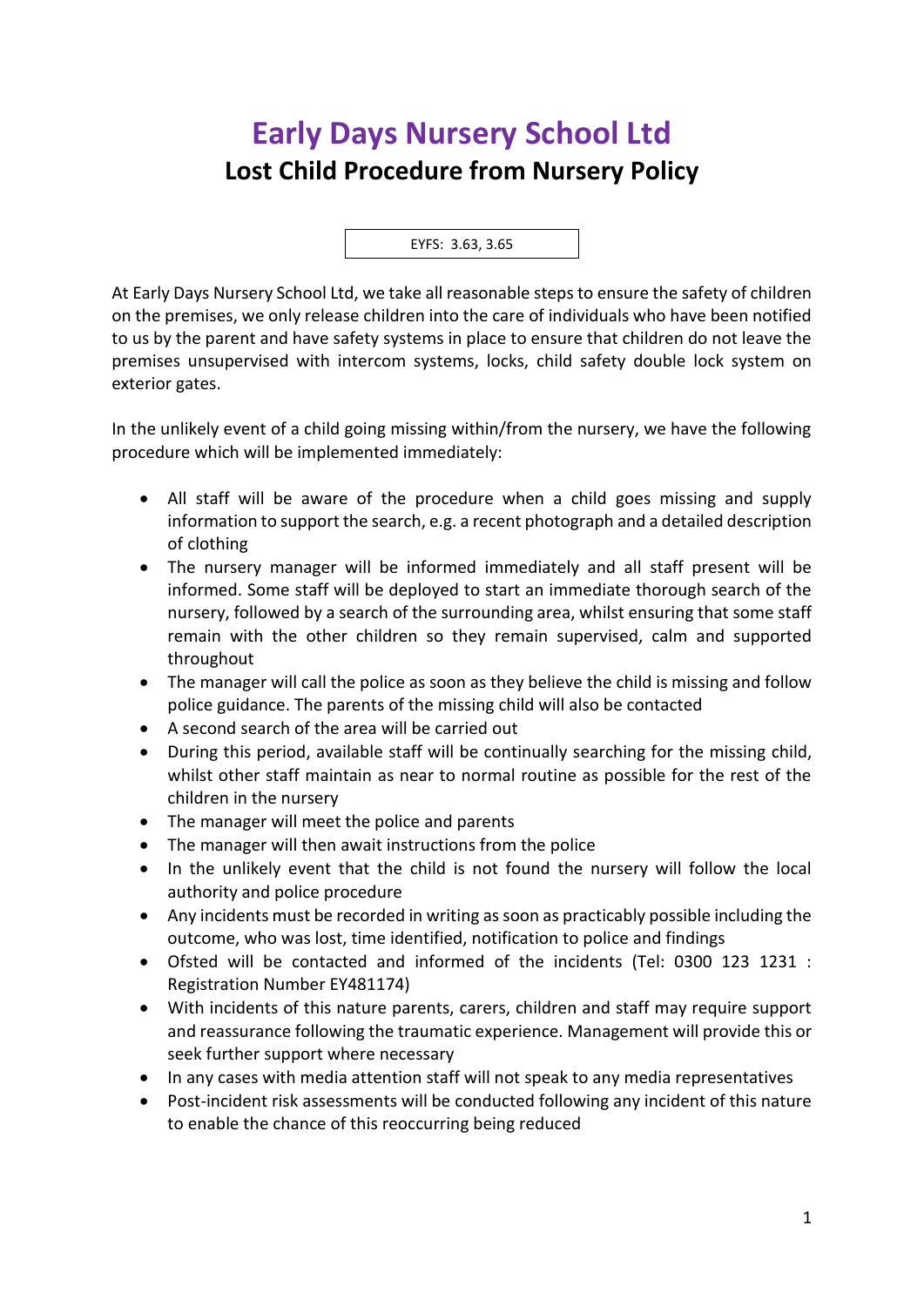# Early Days Nursery School Ltd

## Lost Child Procedure from Nursery Policy

EYFS: 3.63, 3.65

At Early Days Nursery School Ltd, we take all reasonable steps to ensure the safety of children on the premises, we only release children into the care of individuals who have been notified to us by the parent and have safety systems in place to ensure that children do not leave the premises unsupervised with intercom systems, locks, child safety double lock system on exterior gates.

In the unlikely event of a child going missing within/from the nursery, we have the following procedure which will be implemented immediately:

- All staff will be aware of the procedure when a child goes missing and supply information to support the search, e.g. a recent photograph and a detailed description of clothing
- The nursery manager will be informed immediately and all staff present will be informed. Some staff will be deployed to start an immediate thorough search of the nursery, followed by a search of the surrounding area, whilst ensuring that some staff remain with the other children so they remain supervised, calm and supported throughout
- The manager will call the police as soon as they believe the child is missing and follow police guidance. The parents of the missing child will also be contacted
- A second search of the area will be carried out
- During this period, available staff will be continually searching for the missing child, whilst other staff maintain as near to normal routine as possible for the rest of the children in the nursery
- The manager will meet the police and parents
- The manager will then await instructions from the police
- In the unlikely event that the child is not found the nursery will follow the local authority and police procedure
- Any incidents must be recorded in writing as soon as practicably possible including the outcome, who was lost, time identified, notification to police and findings
- Ofsted will be contacted and informed of the incidents (Tel: 0300 123 1231 : Registration Number EY481174)
- With incidents of this nature parents, carers, children and staff may require support and reassurance following the traumatic experience. Management will provide this or seek further support where necessary
- In any cases with media attention staff will not speak to any media representatives
- Post-incident risk assessments will be conducted following any incident of this nature to enable the chance of this reoccurring being reduced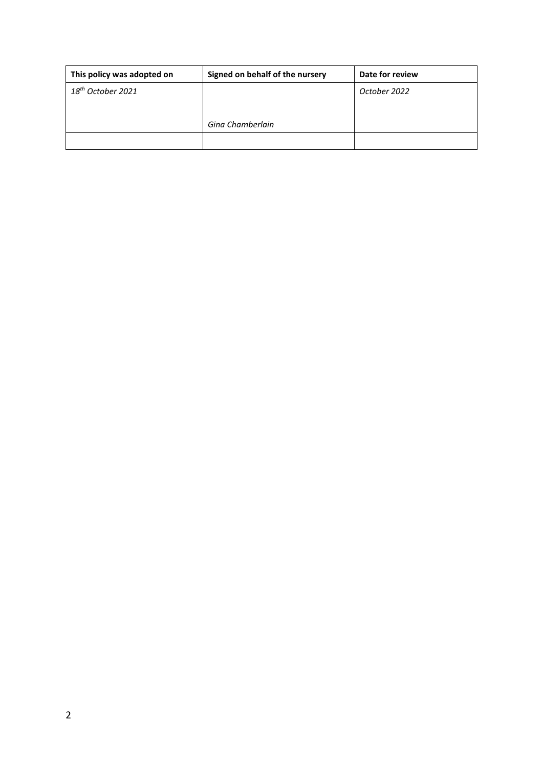| This policy was adopted on | Signed on behalf of the nursery | Date for review |
|---|---|---|
| *18th October 2021* | *Gina Chamberlain* | *October 2022* |
| | | |